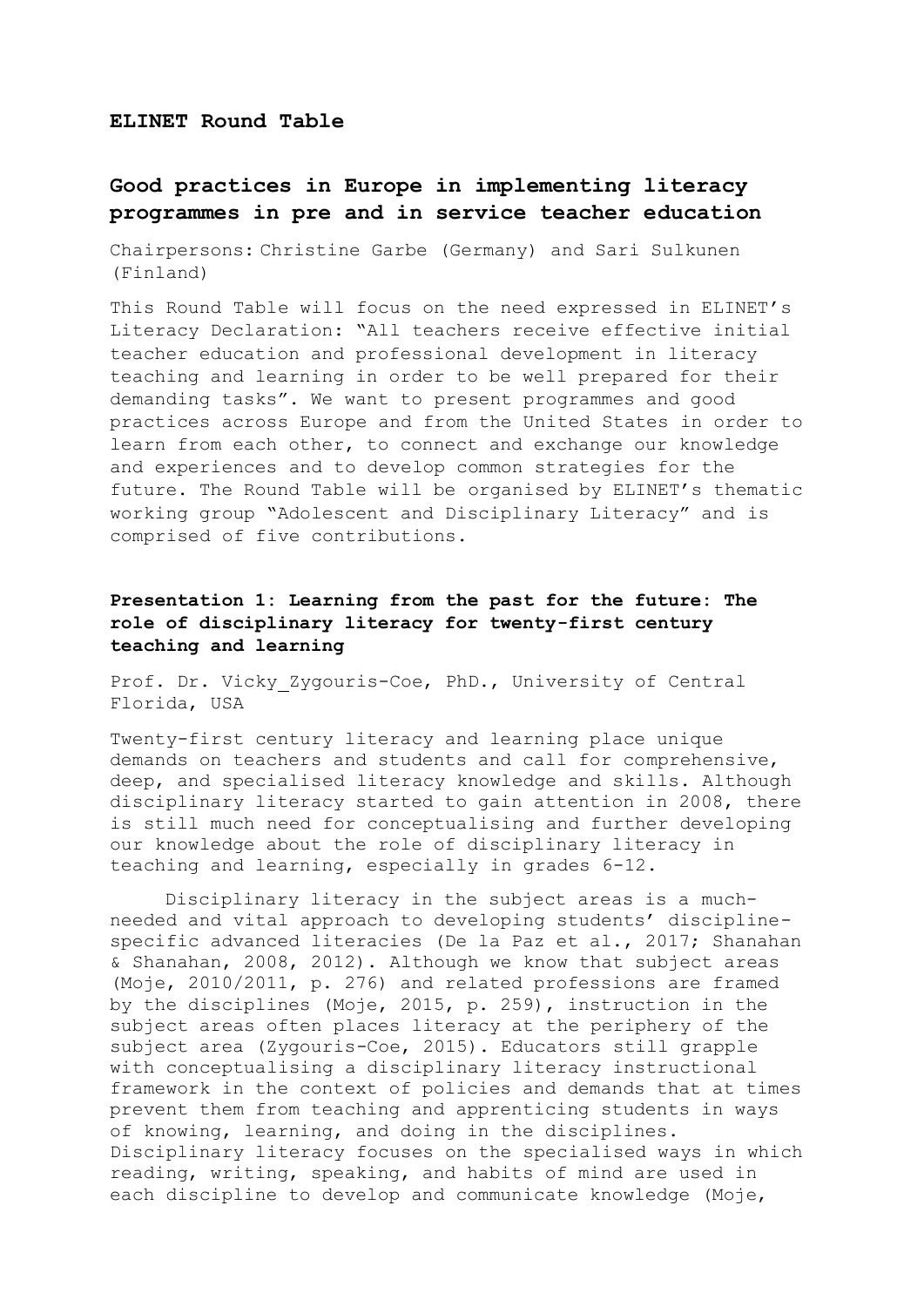**ELINET Round Table**

## Good practices in Europe in implementing literacy programmes in pre and in service teacher education

Chairpersons: Christine Garbe (Germany) and Sari Sulkunen (Finland)

This Round Table will focus on the need expressed in ELINET's Literacy Declaration: "All teachers receive effective initial teacher education and professional development in literacy teaching and learning in order to be well prepared for their demanding tasks". We want to present programmes and good practices across Europe and from the United States in order to learn from each other, to connect and exchange our knowledge and experiences and to develop common strategies for the future. The Round Table will be organised by ELINET's thematic working group "Adolescent and Disciplinary Literacy" and is comprised of five contributions.

### Presentation 1: Learning from the past for the future: The role of disciplinary literacy for twenty-first century teaching and learning

Prof. Dr. Vicky_Zygouris-Coe, PhD., University of Central Florida, USA

Twenty-first century literacy and learning place unique demands on teachers and students and call for comprehensive, deep, and specialised literacy knowledge and skills. Although disciplinary literacy started to gain attention in 2008, there is still much need for conceptualising and further developing our knowledge about the role of disciplinary literacy in teaching and learning, especially in grades 6-12.

Disciplinary literacy in the subject areas is a much-needed and vital approach to developing students' discipline-specific advanced literacies (De la Paz et al., 2017; Shanahan & Shanahan, 2008, 2012). Although we know that subject areas (Moje, 2010/2011, p. 276) and related professions are framed by the disciplines (Moje, 2015, p. 259), instruction in the subject areas often places literacy at the periphery of the subject area (Zygouris-Coe, 2015). Educators still grapple with conceptualising a disciplinary literacy instructional framework in the context of policies and demands that at times prevent them from teaching and apprenticing students in ways of knowing, learning, and doing in the disciplines. Disciplinary literacy focuses on the specialised ways in which reading, writing, speaking, and habits of mind are used in each discipline to develop and communicate knowledge (Moje,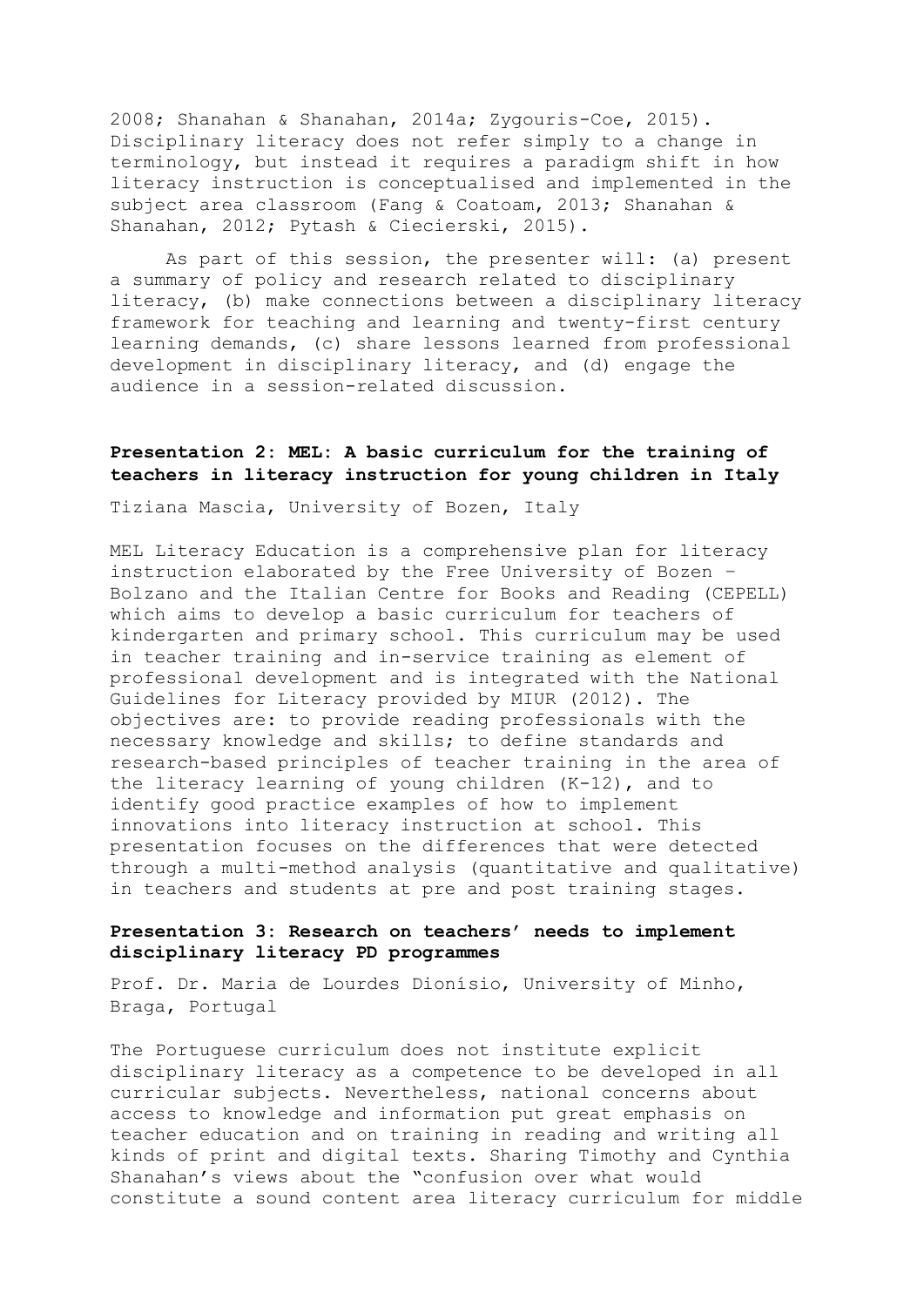2008; Shanahan & Shanahan, 2014a; Zygouris-Coe, 2015). Disciplinary literacy does not refer simply to a change in terminology, but instead it requires a paradigm shift in how literacy instruction is conceptualised and implemented in the subject area classroom (Fang & Coatoam, 2013; Shanahan & Shanahan, 2012; Pytash & Ciecierski, 2015).

As part of this session, the presenter will: (a) present a summary of policy and research related to disciplinary literacy, (b) make connections between a disciplinary literacy framework for teaching and learning and twenty-first century learning demands, (c) share lessons learned from professional development in disciplinary literacy, and (d) engage the audience in a session-related discussion.

### Presentation 2: MEL: A basic curriculum for the training of teachers in literacy instruction for young children in Italy

Tiziana Mascia, University of Bozen, Italy

MEL Literacy Education is a comprehensive plan for literacy instruction elaborated by the Free University of Bozen – Bolzano and the Italian Centre for Books and Reading (CEPELL) which aims to develop a basic curriculum for teachers of kindergarten and primary school. This curriculum may be used in teacher training and in-service training as element of professional development and is integrated with the National Guidelines for Literacy provided by MIUR (2012). The objectives are: to provide reading professionals with the necessary knowledge and skills; to define standards and research-based principles of teacher training in the area of the literacy learning of young children (K-12), and to identify good practice examples of how to implement innovations into literacy instruction at school. This presentation focuses on the differences that were detected through a multi-method analysis (quantitative and qualitative) in teachers and students at pre and post training stages.

### Presentation 3: Research on teachers' needs to implement disciplinary literacy PD programmes

Prof. Dr. Maria de Lourdes Dionísio, University of Minho, Braga, Portugal

The Portuguese curriculum does not institute explicit disciplinary literacy as a competence to be developed in all curricular subjects. Nevertheless, national concerns about access to knowledge and information put great emphasis on teacher education and on training in reading and writing all kinds of print and digital texts. Sharing Timothy and Cynthia Shanahan's views about the "confusion over what would constitute a sound content area literacy curriculum for middle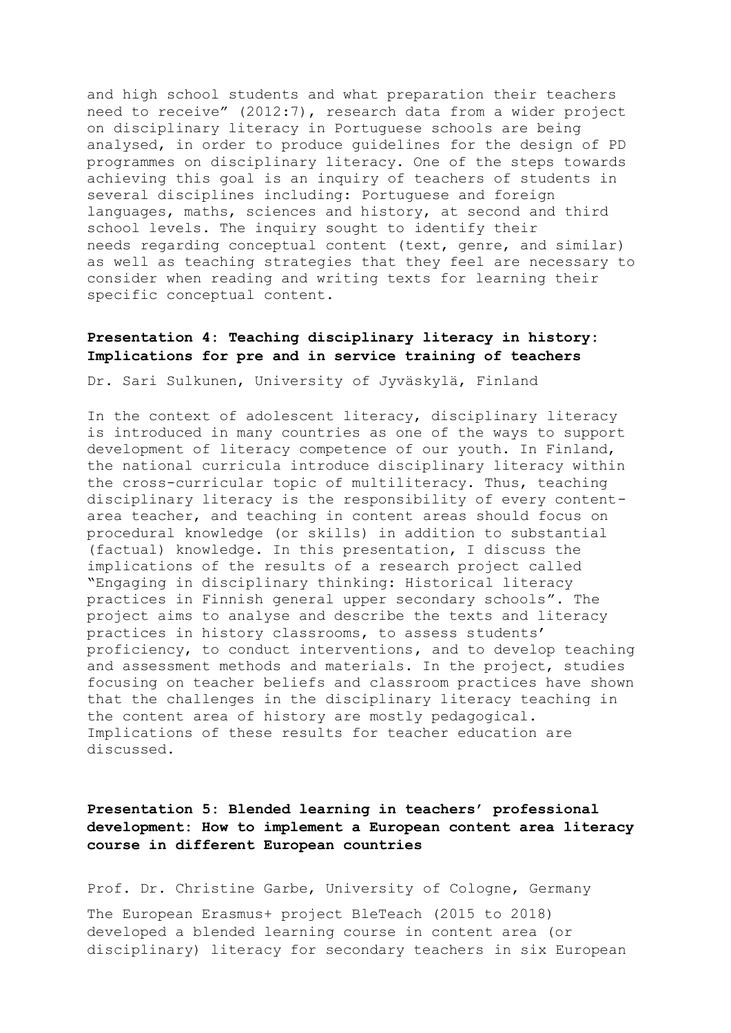and high school students and what preparation their teachers need to receive" (2012:7), research data from a wider project on disciplinary literacy in Portuguese schools are being analysed, in order to produce guidelines for the design of PD programmes on disciplinary literacy. One of the steps towards achieving this goal is an inquiry of teachers of students in several disciplines including: Portuguese and foreign languages, maths, sciences and history, at second and third school levels. The inquiry sought to identify their needs regarding conceptual content (text, genre, and similar) as well as teaching strategies that they feel are necessary to consider when reading and writing texts for learning their specific conceptual content.

### Presentation 4: Teaching disciplinary literacy in history: Implications for pre and in service training of teachers

Dr. Sari Sulkunen, University of Jyväskylä, Finland

In the context of adolescent literacy, disciplinary literacy is introduced in many countries as one of the ways to support development of literacy competence of our youth. In Finland, the national curricula introduce disciplinary literacy within the cross-curricular topic of multiliteracy. Thus, teaching disciplinary literacy is the responsibility of every content-area teacher, and teaching in content areas should focus on procedural knowledge (or skills) in addition to substantial (factual) knowledge. In this presentation, I discuss the implications of the results of a research project called "Engaging in disciplinary thinking: Historical literacy practices in Finnish general upper secondary schools". The project aims to analyse and describe the texts and literacy practices in history classrooms, to assess students' proficiency, to conduct interventions, and to develop teaching and assessment methods and materials. In the project, studies focusing on teacher beliefs and classroom practices have shown that the challenges in the disciplinary literacy teaching in the content area of history are mostly pedagogical. Implications of these results for teacher education are discussed.

### Presentation 5: Blended learning in teachers' professional development: How to implement a European content area literacy course in different European countries

Prof. Dr. Christine Garbe, University of Cologne, Germany

The European Erasmus+ project BleTeach (2015 to 2018) developed a blended learning course in content area (or disciplinary) literacy for secondary teachers in six European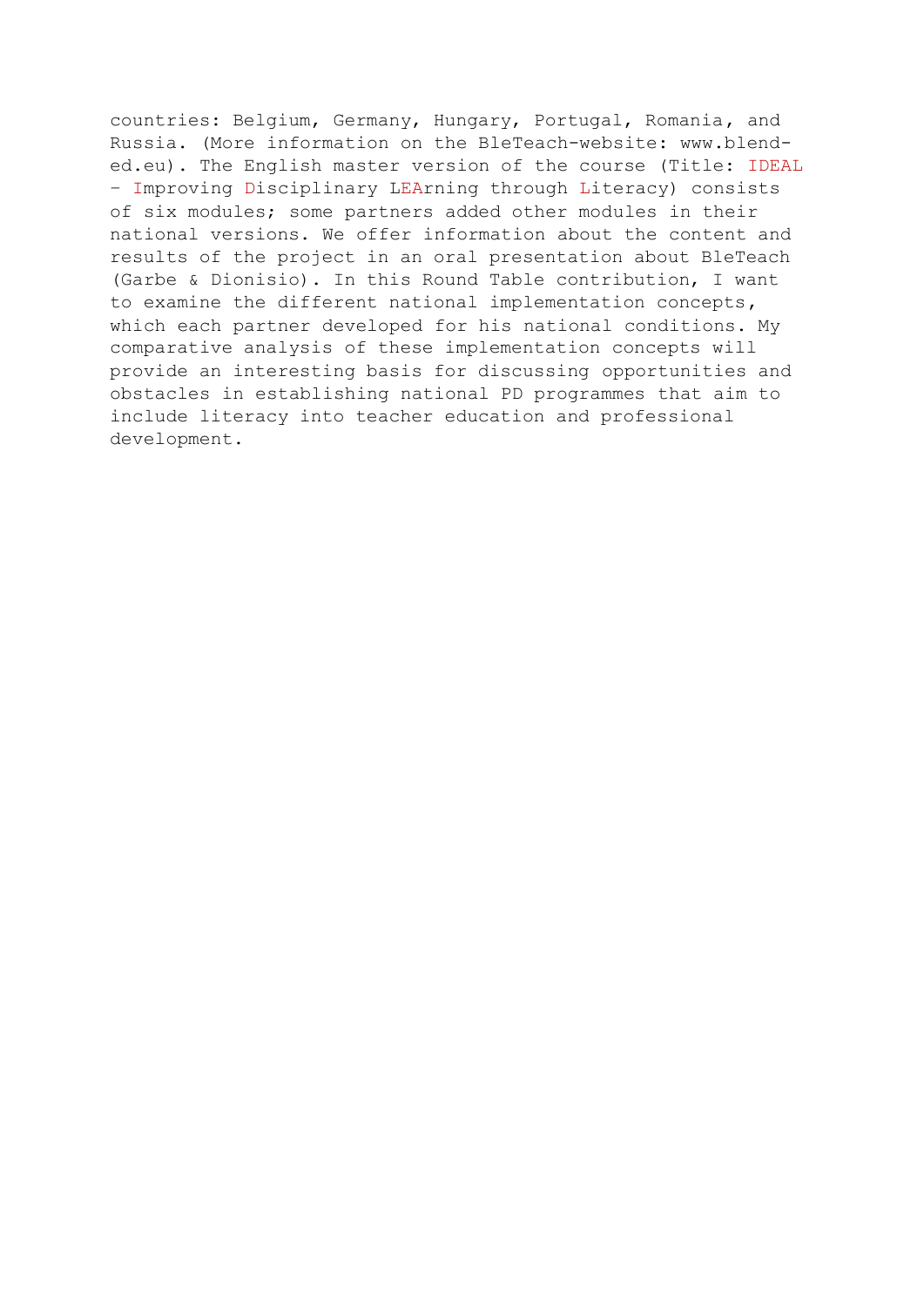countries: Belgium, Germany, Hungary, Portugal, Romania, and Russia. (More information on the BleTeach-website: www.blend-ed.eu). The English master version of the course (Title: IDEAL – Improving Disciplinary LEArning through Literacy) consists of six modules; some partners added other modules in their national versions. We offer information about the content and results of the project in an oral presentation about BleTeach (Garbe & Dionisio). In this Round Table contribution, I want to examine the different national implementation concepts, which each partner developed for his national conditions. My comparative analysis of these implementation concepts will provide an interesting basis for discussing opportunities and obstacles in establishing national PD programmes that aim to include literacy into teacher education and professional development.